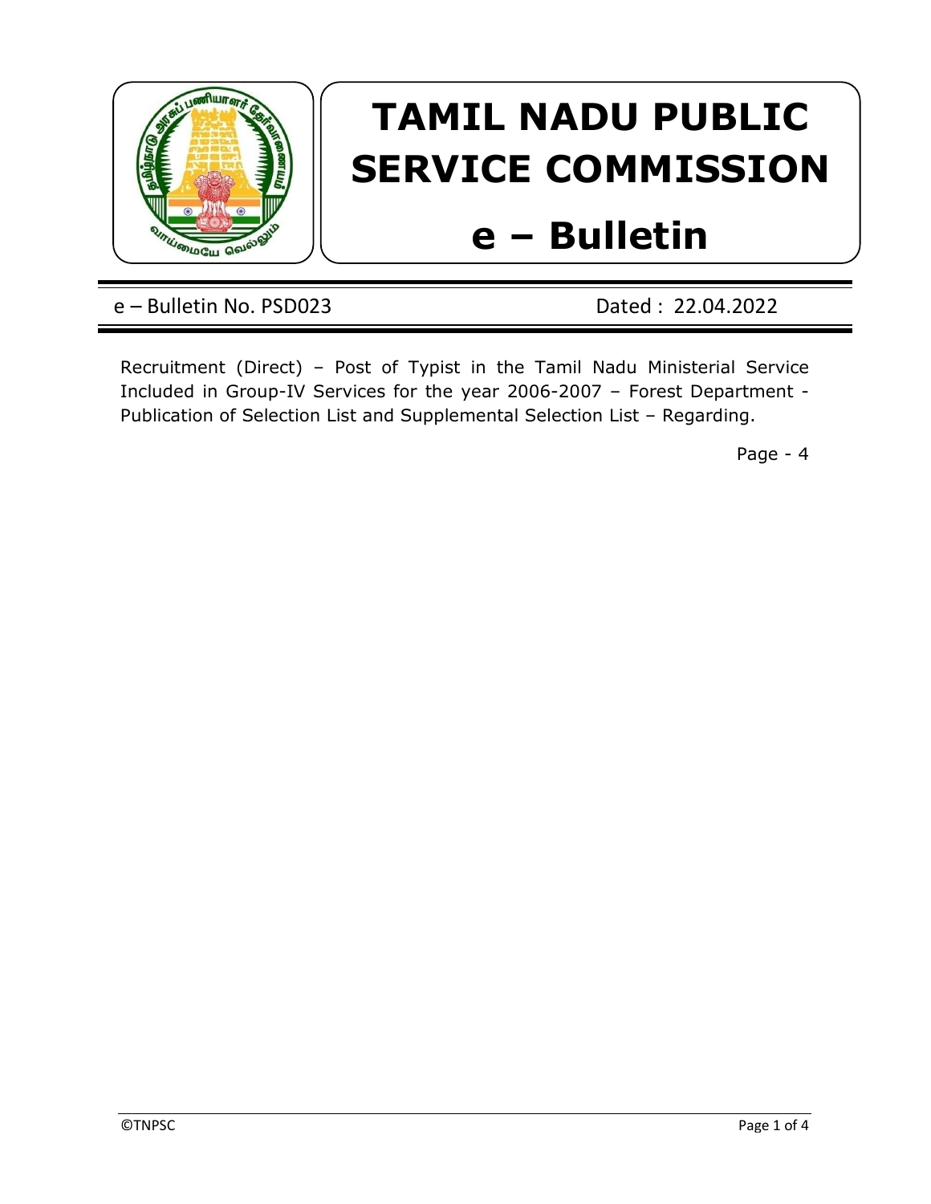# TAMIL NADU PUBLIC SERVICE COMMISSION

# e – Bulletin

e – Bulletin No. PSD023 Dated : 22.04.2022

Recruitment (Direct) – Post of Typist in the Tamil Nadu Ministerial Service Included in Group-IV Services for the year 2006-2007 – Forest Department - Publication of Selection List and Supplemental Selection List – Regarding.

Page - 4

©TNPSC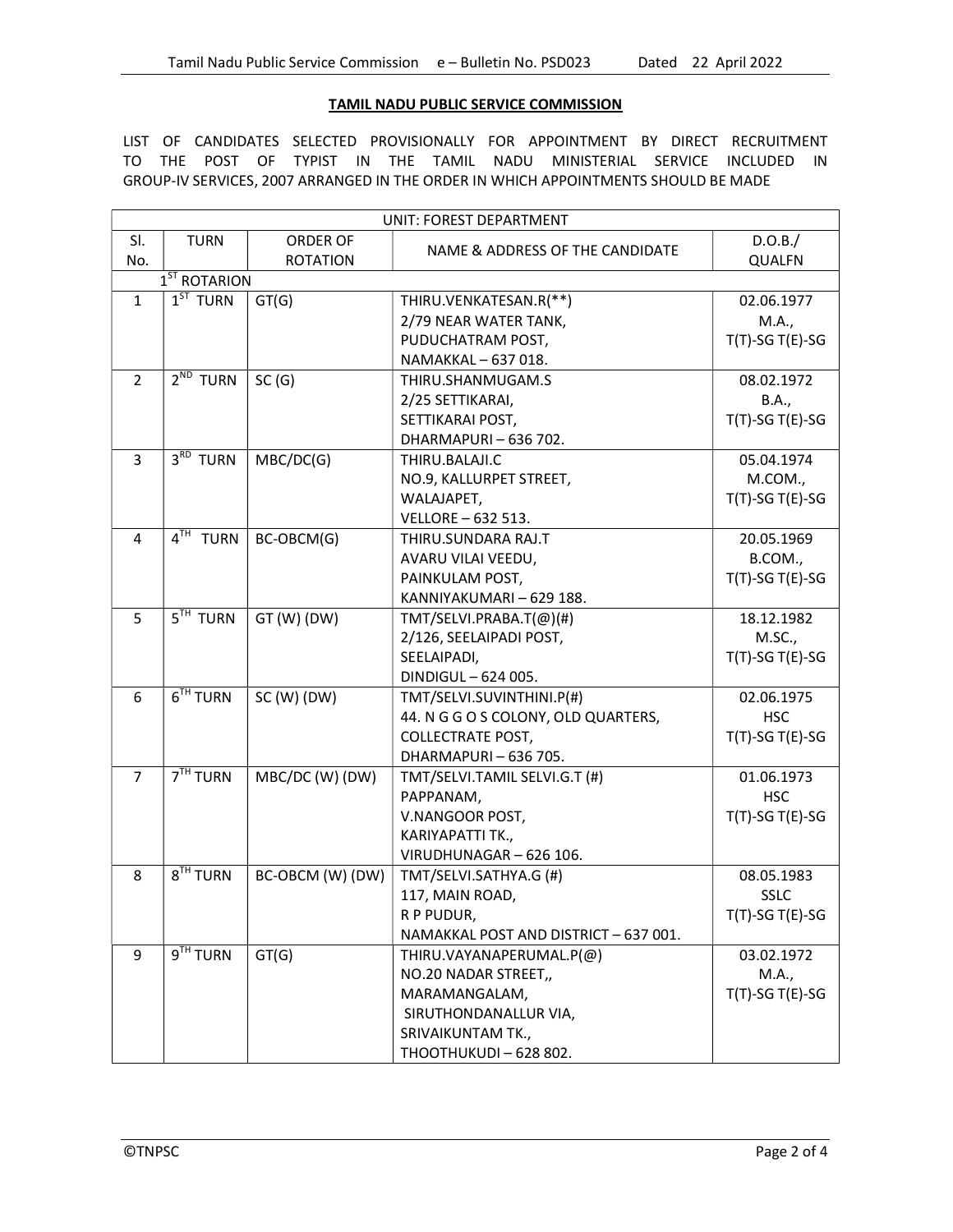## TAMIL NADU PUBLIC SERVICE COMMISSION

LIST OF CANDIDATES SELECTED PROVISIONALLY FOR APPOINTMENT BY DIRECT RECRUITMENT TO THE POST OF TYPIST IN THE TAMIL NADU MINISTERIAL SERVICE INCLUDED IN GROUP-IV SERVICES, 2007 ARRANGED IN THE ORDER IN WHICH APPOINTMENTS SHOULD BE MADE

| UNIT: FOREST DEPARTMENT | | | | |
|---|---|---|---|---|
| Sl. No. | TURN | ORDER OF ROTATION | NAME & ADDRESS OF THE CANDIDATE | D.O.B./ QUALFN |
| | 1ST ROTARION | | | |
| 1 | 1ST TURN | GT(G) | THIRU.VENKATESAN.R(**)<br>2/79 NEAR WATER TANK,<br>PUDUCHATRAM POST,<br>NAMAKKAL – 637 018. | 02.06.1977<br>M.A.,<br>T(T)-SG T(E)-SG |
| 2 | 2ND TURN | SC (G) | THIRU.SHANMUGAM.S<br>2/25 SETTIKARAI,<br>SETTIKARAI POST,<br>DHARMAPURI – 636 702. | 08.02.1972<br>B.A.,<br>T(T)-SG T(E)-SG |
| 3 | 3RD TURN | MBC/DC(G) | THIRU.BALAJI.C<br>NO.9, KALLURPET STREET,<br>WALAJAPET,<br>VELLORE – 632 513. | 05.04.1974<br>M.COM.,<br>T(T)-SG T(E)-SG |
| 4 | 4TH TURN | BC-OBCM(G) | THIRU.SUNDARA RAJ.T<br>AVARU VILAI VEEDU,<br>PAINKULAM POST,<br>KANNIYAKUMARI – 629 188. | 20.05.1969<br>B.COM.,<br>T(T)-SG T(E)-SG |
| 5 | 5TH TURN | GT (W) (DW) | TMT/SELVI.PRABA.T(@)(#)<br>2/126, SEELAIPADI POST,<br>SEELAIPADI,<br>DINDIGUL – 624 005. | 18.12.1982<br>M.SC.,<br>T(T)-SG T(E)-SG |
| 6 | 6TH TURN | SC (W) (DW) | TMT/SELVI.SUVINTHINI.P(#)<br>44. N G G O S COLONY, OLD QUARTERS,<br>COLLECTRATE POST,<br>DHARMAPURI – 636 705. | 02.06.1975<br>HSC<br>T(T)-SG T(E)-SG |
| 7 | 7TH TURN | MBC/DC (W) (DW) | TMT/SELVI.TAMIL SELVI.G.T (#)<br>PAPPANAM,<br>V.NANGOOR POST,<br>KARIYAPATTI TK.,<br>VIRUDHUNAGAR – 626 106. | 01.06.1973<br>HSC<br>T(T)-SG T(E)-SG |
| 8 | 8TH TURN | BC-OBCM (W) (DW) | TMT/SELVI.SATHYA.G (#)<br>117, MAIN ROAD,<br>R P PUDUR,<br>NAMAKKAL POST AND DISTRICT – 637 001. | 08.05.1983<br>SSLC<br>T(T)-SG T(E)-SG |
| 9 | 9TH TURN | GT(G) | THIRU.VAYANAPERUMAL.P(@)<br>NO.20 NADAR STREET,,<br>MARAMANGALAM,<br>SIRUTHONDANALLUR VIA,<br>SRIVAIKUNTAM TK.,<br>THOOTHUKUDI – 628 802. | 03.02.1972<br>M.A.,<br>T(T)-SG T(E)-SG |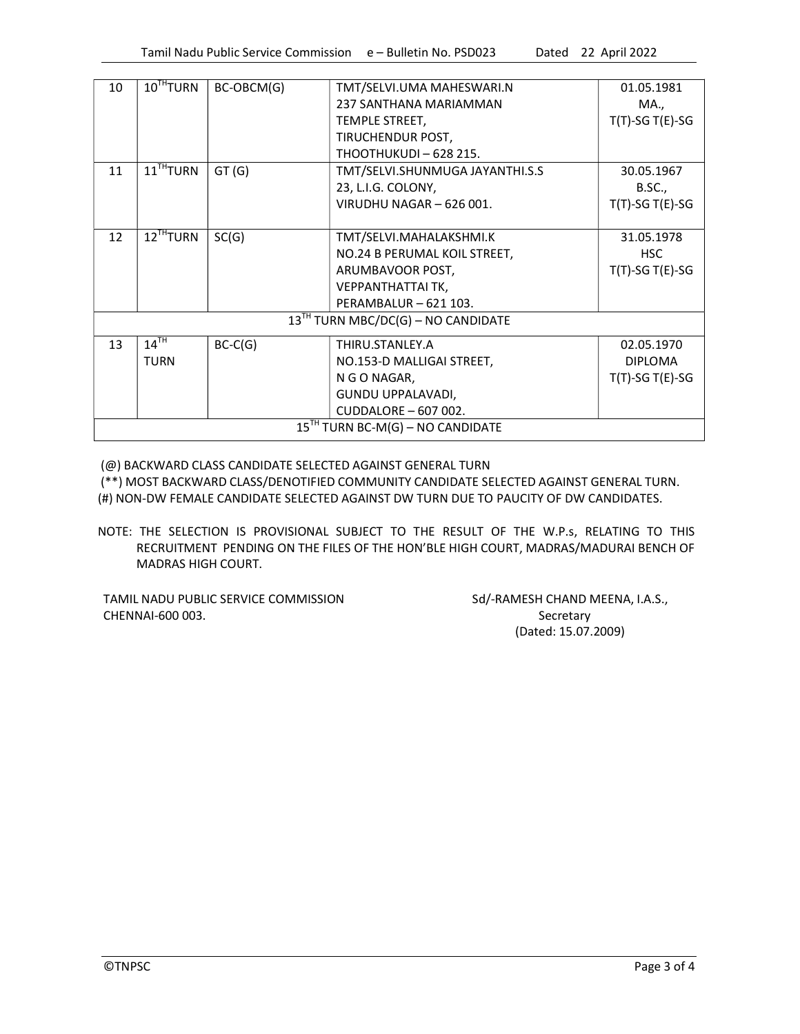| 10 | 10TH TURN | BC-OBCM(G) | TMT/SELVI.UMA MAHESWARI.N<br>237 SANTHANA MARIAMMAN<br>TEMPLE STREET,<br>TIRUCHENDUR POST,<br>THOOTHUKUDI – 628 215. | 01.05.1981<br>MA.,<br>T(T)-SG T(E)-SG |
|---|---|---|---|---|
| 11 | 11TH TURN | GT (G) | TMT/SELVI.SHUNMUGA JAYANTHI.S.S<br>23, L.I.G. COLONY,<br>VIRUDHU NAGAR – 626 001. | 30.05.1967<br>B.SC.,<br>T(T)-SG T(E)-SG |
| 12 | 12TH TURN | SC(G) | TMT/SELVI.MAHALAKSHMI.K<br>NO.24 B PERUMAL KOIL STREET,<br>ARUMBAVOOR POST,<br>VEPPANTHATTAI TK,<br>PERAMBALUR – 621 103. | 31.05.1978<br>HSC<br>T(T)-SG T(E)-SG |
| 13TH TURN MBC/DC(G) – NO CANDIDATE | | | | |
| 13 | 14TH TURN | BC-C(G) | THIRU.STANLEY.A<br>NO.153-D MALLIGAI STREET,<br>N G O NAGAR,<br>GUNDU UPPALAVADI,<br>CUDDALORE – 607 002. | 02.05.1970<br>DIPLOMA<br>T(T)-SG T(E)-SG |
| 15TH TURN BC-M(G) – NO CANDIDATE | | | | |

(@) BACKWARD CLASS CANDIDATE SELECTED AGAINST GENERAL TURN

(**) MOST BACKWARD CLASS/DENOTIFIED COMMUNITY CANDIDATE SELECTED AGAINST GENERAL TURN.

(#) NON-DW FEMALE CANDIDATE SELECTED AGAINST DW TURN DUE TO PAUCITY OF DW CANDIDATES.

NOTE: THE SELECTION IS PROVISIONAL SUBJECT TO THE RESULT OF THE W.P.s, RELATING TO THIS RECRUITMENT PENDING ON THE FILES OF THE HON'BLE HIGH COURT, MADRAS/MADURAI BENCH OF MADRAS HIGH COURT.

TAMIL NADU PUBLIC SERVICE COMMISSION
CHENNAI-600 003.

Sd/-RAMESH CHAND MEENA, I.A.S.,
Secretary
(Dated: 15.07.2009)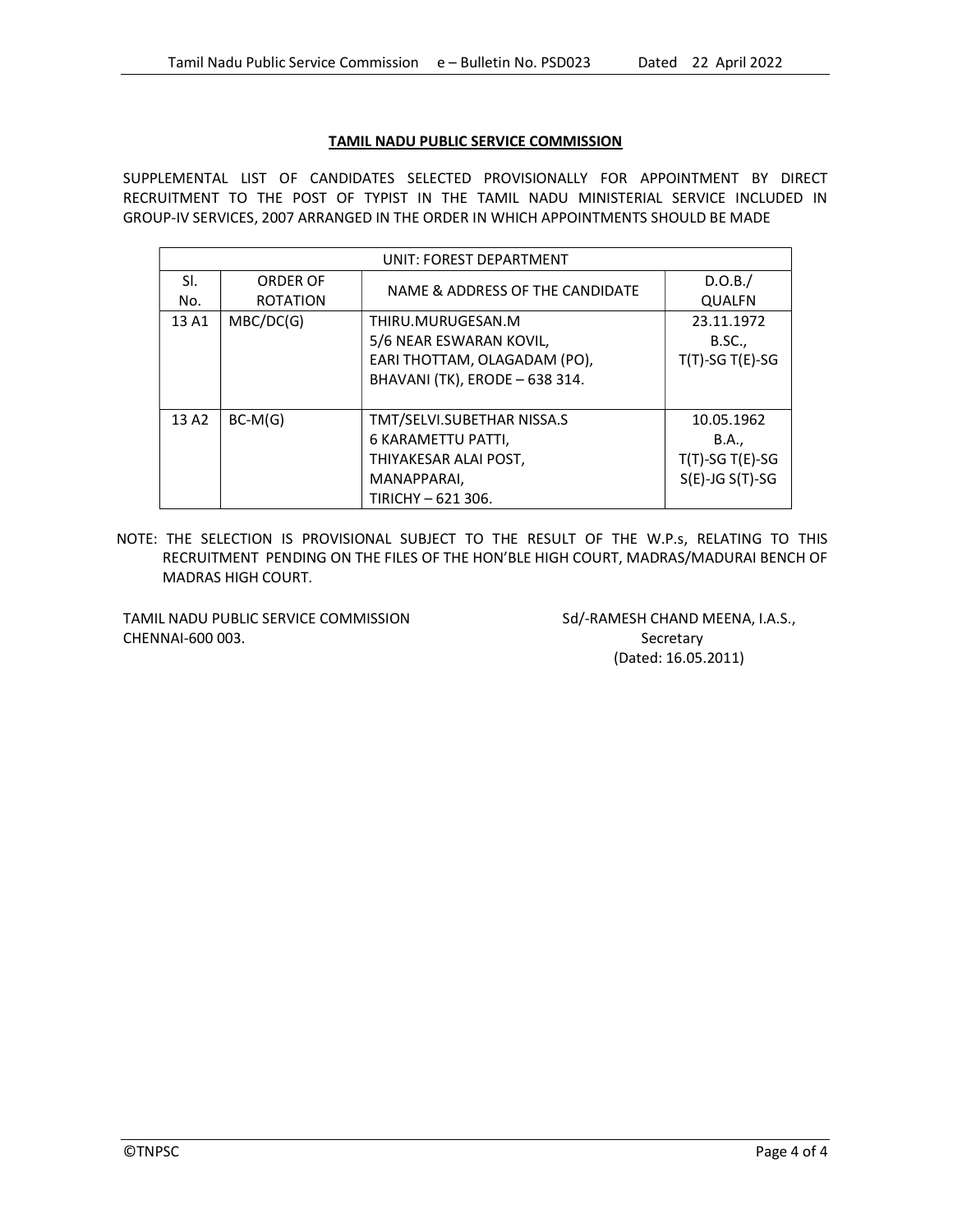**TAMIL NADU PUBLIC SERVICE COMMISSION**

SUPPLEMENTAL LIST OF CANDIDATES SELECTED PROVISIONALLY FOR APPOINTMENT BY DIRECT RECRUITMENT TO THE POST OF TYPIST IN THE TAMIL NADU MINISTERIAL SERVICE INCLUDED IN GROUP-IV SERVICES, 2007 ARRANGED IN THE ORDER IN WHICH APPOINTMENTS SHOULD BE MADE

| UNIT: FOREST DEPARTMENT | | | |
|---|---|---|---|
| Sl. No. | ORDER OF ROTATION | NAME & ADDRESS OF THE CANDIDATE | D.O.B./ QUALFN |
| 13 A1 | MBC/DC(G) | THIRU.MURUGESAN.M<br>5/6 NEAR ESWARAN KOVIL,<br>EARI THOTTAM, OLAGADAM (PO),<br>BHAVANI (TK), ERODE – 638 314. | 23.11.1972<br>B.SC.,<br>T(T)-SG T(E)-SG |
| 13 A2 | BC-M(G) | TMT/SELVI.SUBETHAR NISSA.S<br>6 KARAMETTU PATTI,<br>THIYAKESAR ALAI POST,<br>MANAPPARAI,<br>TIRICHY – 621 306. | 10.05.1962<br>B.A.,<br>T(T)-SG T(E)-SG<br>S(E)-JG S(T)-SG |

NOTE: THE SELECTION IS PROVISIONAL SUBJECT TO THE RESULT OF THE W.P.s, RELATING TO THIS RECRUITMENT PENDING ON THE FILES OF THE HON'BLE HIGH COURT, MADRAS/MADURAI BENCH OF MADRAS HIGH COURT.

TAMIL NADU PUBLIC SERVICE COMMISSION
CHENNAI-600 003.

Sd/-RAMESH CHAND MEENA, I.A.S.,
Secretary
(Dated: 16.05.2011)